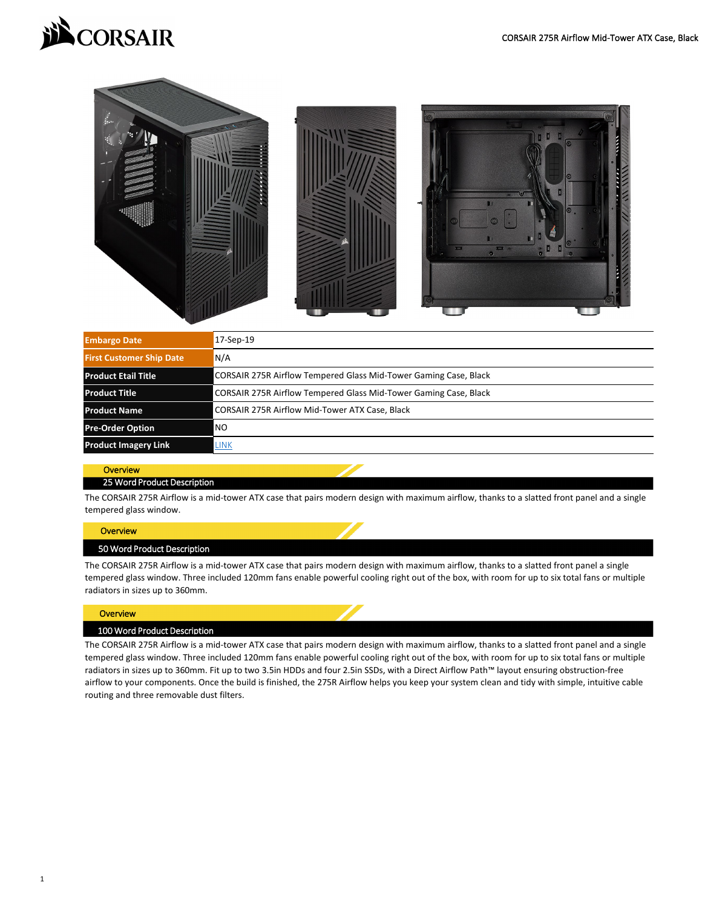# CORSAIR 275R Airflow Mid-Tower ATX Case, Black

| | |
|---|---|
| **Embargo Date** | 17-Sep-19 |
| **First Customer Ship Date** | N/A |
| **Product Etail Title** | CORSAIR 275R Airflow Tempered Glass Mid-Tower Gaming Case, Black |
| **Product Title** | CORSAIR 275R Airflow Tempered Glass Mid-Tower Gaming Case, Black |
| **Product Name** | CORSAIR 275R Airflow Mid-Tower ATX Case, Black |
| **Pre-Order Option** | NO |
| **Product Imagery Link** | LINK |

## Overview

### 25 Word Product Description

The CORSAIR 275R Airflow is a mid-tower ATX case that pairs modern design with maximum airflow, thanks to a slatted front panel and a single tempered glass window.

## Overview

### 50 Word Product Description

The CORSAIR 275R Airflow is a mid-tower ATX case that pairs modern design with maximum airflow, thanks to a slatted front panel a single tempered glass window. Three included 120mm fans enable powerful cooling right out of the box, with room for up to six total fans or multiple radiators in sizes up to 360mm.

## Overview

### 100 Word Product Description

The CORSAIR 275R Airflow is a mid-tower ATX case that pairs modern design with maximum airflow, thanks to a slatted front panel and a single tempered glass window. Three included 120mm fans enable powerful cooling right out of the box, with room for up to six total fans or multiple radiators in sizes up to 360mm. Fit up to two 3.5in HDDs and four 2.5in SSDs, with a Direct Airflow Path™ layout ensuring obstruction-free airflow to your components. Once the build is finished, the 275R Airflow helps you keep your system clean and tidy with simple, intuitive cable routing and three removable dust filters.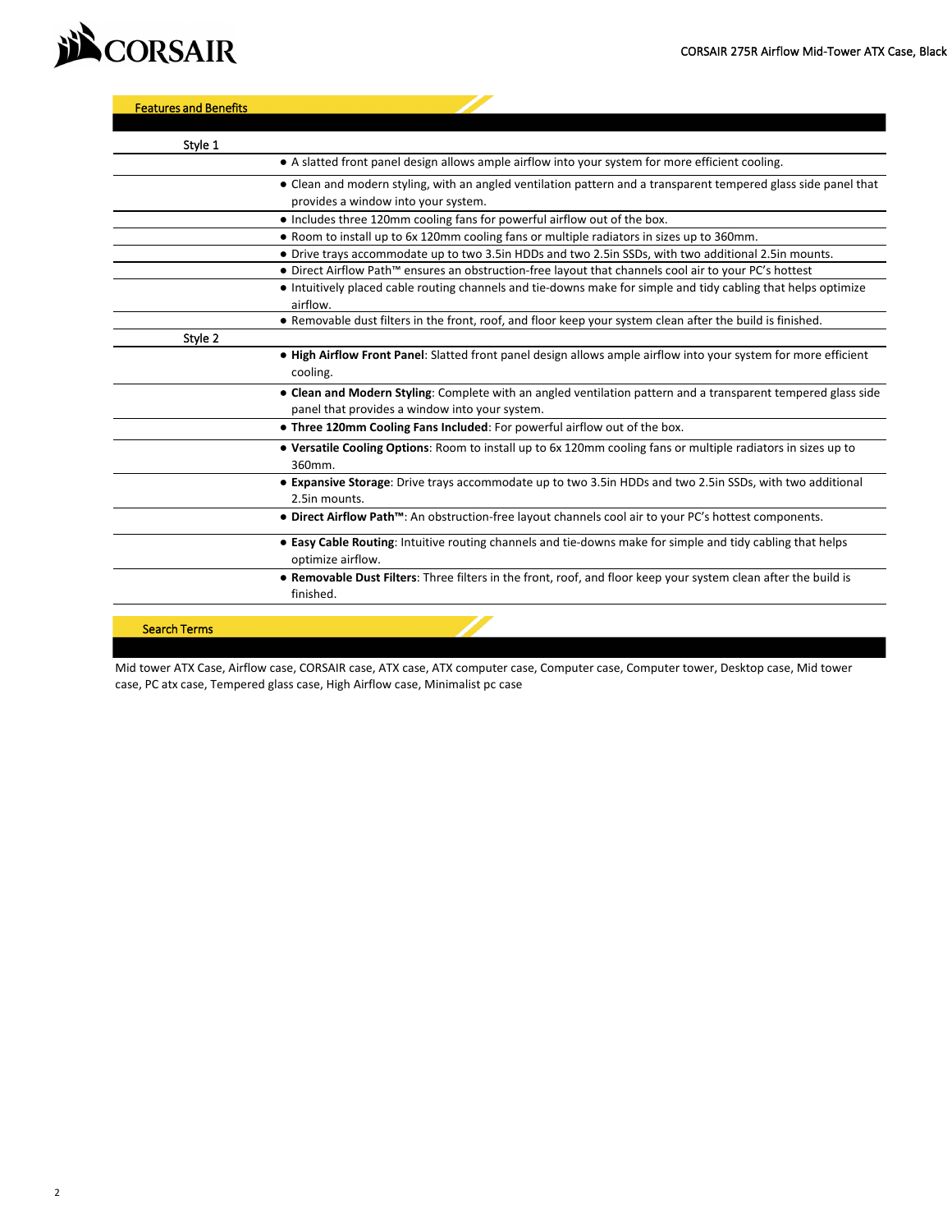## Features and Benefits

### Style 1

- A slatted front panel design allows ample airflow into your system for more efficient cooling.
- Clean and modern styling, with an angled ventilation pattern and a transparent tempered glass side panel that provides a window into your system.
- Includes three 120mm cooling fans for powerful airflow out of the box.
- Room to install up to 6x 120mm cooling fans or multiple radiators in sizes up to 360mm.
- Drive trays accommodate up to two 3.5in HDDs and two 2.5in SSDs, with two additional 2.5in mounts.
- Direct Airflow Path™ ensures an obstruction-free layout that channels cool air to your PC's hottest
- Intuitively placed cable routing channels and tie-downs make for simple and tidy cabling that helps optimize airflow.
- Removable dust filters in the front, roof, and floor keep your system clean after the build is finished.

### Style 2

- **High Airflow Front Panel**: Slatted front panel design allows ample airflow into your system for more efficient cooling.
- **Clean and Modern Styling**: Complete with an angled ventilation pattern and a transparent tempered glass side panel that provides a window into your system.
- **Three 120mm Cooling Fans Included**: For powerful airflow out of the box.
- **Versatile Cooling Options**: Room to install up to 6x 120mm cooling fans or multiple radiators in sizes up to 360mm.
- **Expansive Storage**: Drive trays accommodate up to two 3.5in HDDs and two 2.5in SSDs, with two additional 2.5in mounts.
- **Direct Airflow Path™**: An obstruction-free layout channels cool air to your PC's hottest components.
- **Easy Cable Routing**: Intuitive routing channels and tie-downs make for simple and tidy cabling that helps optimize airflow.
- **Removable Dust Filters**: Three filters in the front, roof, and floor keep your system clean after the build is finished.

## Search Terms

Mid tower ATX Case, Airflow case, CORSAIR case, ATX case, ATX computer case, Computer case, Computer tower, Desktop case, Mid tower case, PC atx case, Tempered glass case, High Airflow case, Minimalist pc case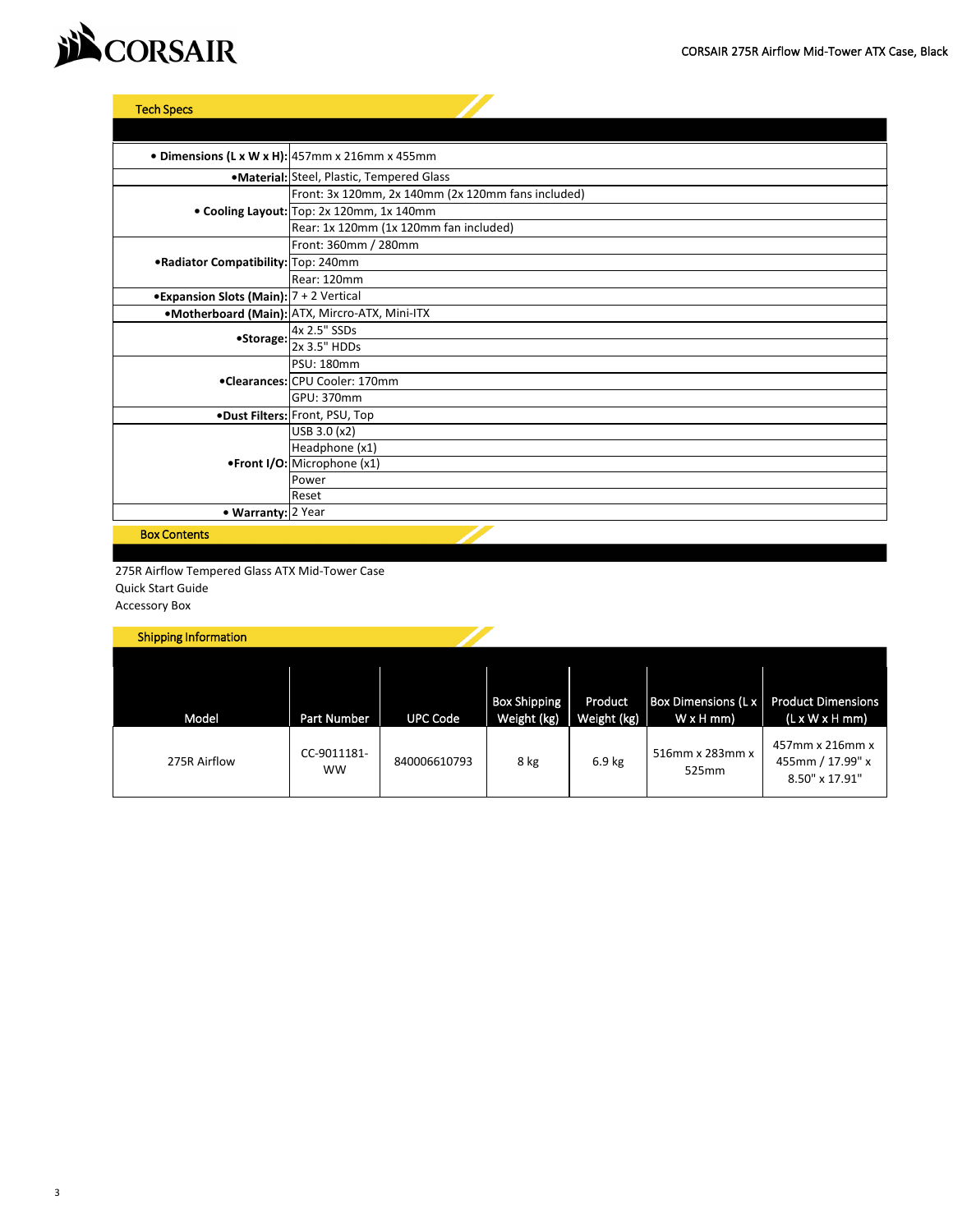## Tech Specs

| | |
|---|---|
| **• Dimensions (L x W x H):** | 457mm x 216mm x 455mm |
| **•Material:** | Steel, Plastic, Tempered Glass |
| **• Cooling Layout:** | Front: 3x 120mm, 2x 140mm (2x 120mm fans included) |
| | Top: 2x 120mm, 1x 140mm |
| | Rear: 1x 120mm (1x 120mm fan included) |
| **•Radiator Compatibility:** | Front: 360mm / 280mm |
| | Top: 240mm |
| | Rear: 120mm |
| **•Expansion Slots (Main):** | 7 + 2 Vertical |
| **•Motherboard (Main):** | ATX, Mircro-ATX, Mini-ITX |
| **•Storage:** | 4x 2.5" SSDs |
| | 2x 3.5" HDDs |
| **•Clearances:** | PSU: 180mm |
| | CPU Cooler: 170mm |
| | GPU: 370mm |
| **•Dust Filters:** | Front, PSU, Top |
| **•Front I/O:** | USB 3.0 (x2) |
| | Headphone (x1) |
| | Microphone (x1) |
| | Power |
| | Reset |
| **• Warranty:** | 2 Year |

## Box Contents

275R Airflow Tempered Glass ATX Mid-Tower Case
Quick Start Guide
Accessory Box

## Shipping Information

| Model | Part Number | UPC Code | Box Shipping Weight (kg) | Product Weight (kg) | Box Dimensions (L x W x H mm) | Product Dimensions (L x W x H mm) |
|---|---|---|---|---|---|---|
| 275R Airflow | CC-9011181-WW | 840006610793 | 8 kg | 6.9 kg | 516mm x 283mm x 525mm | 457mm x 216mm x 455mm / 17.99" x 8.50" x 17.91" |